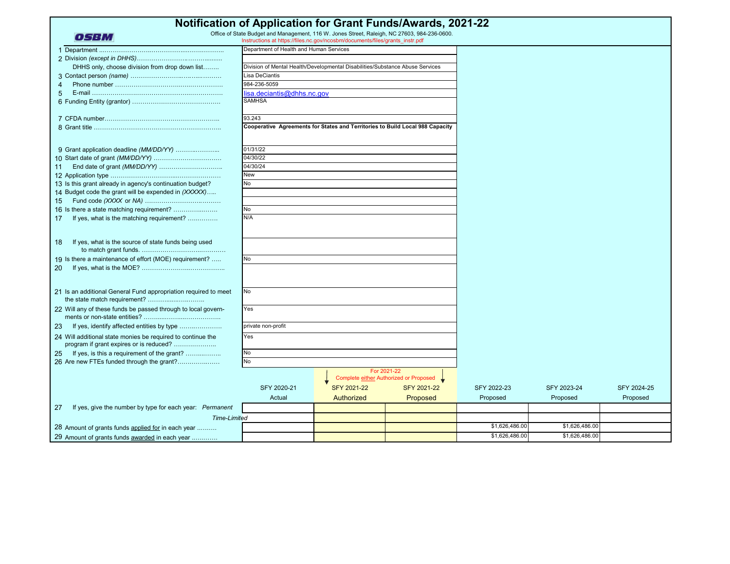# Notification of Application for Grant Funds/Awards, 2021-22

OSBM

Office of State Budget and Management, 116 W. Jones Street, Raleigh, NC 27603, 984-236-0600.
Instructions at https://files.nc.gov/ncosbm/documents/files/grants_instr.pdf

| # | Item | Response |
|---|---|---|
| 1 | Department | Department of Health and Human Services |
| 2 | Division *(except in DHHS)* | |
| | DHHS only, choose division from drop down list | Division of Mental Health/Developmental Disabilities/Substance Abuse Services |
| 3 | Contact person *(name)* | Lisa DeCiantis |
| 4 | Phone number | 984-236-5059 |
| 5 | E-mail | lisa.deciantis@dhhs.nc.gov |
| 6 | Funding Entity (grantor) | SAMHSA |
| 7 | CFDA number | 93.243 |
| 8 | Grant title | **Cooperative Agreements for States and Territories to Build Local 988 Capacity** |
| 9 | Grant application deadline *(MM/DD/YY)* | 01/31/22 |
| 10 | Start date of grant *(MM/DD/YY)* | 04/30/22 |
| 11 | End date of grant *(MM/DD/YY)* | 04/30/24 |
| 12 | Application type | New |
| 13 | Is this grant already in agency's continuation budget? | No |
| 14 | Budget code the grant will be expended in *(XXXXX)* | |
| 15 | Fund code *(XXXX or NA)* | |
| 16 | Is there a state matching requirement? | No |
| 17 | If yes, what is the matching requirement? | N/A |
| 18 | If yes, what is the source of state funds being used to match grant funds. | |
| 19 | Is there a maintenance of effort (MOE) requirement? | No |
| 20 | If yes, what is the MOE? | |
| 21 | Is an additional General Fund appropriation required to meet the state match requirement? | No |
| 22 | Will any of these funds be passed through to local governments or non-state entities? | Yes |
| 23 | If yes, identify affected entities by type | private non-profit |
| 24 | Will additional state monies be required to continue the program if grant expires or is reduced? | Yes |
| 25 | If yes, is this a requirement of the grant? | No |
| 26 | Are new FTEs funded through the grant? | No |

For 2021-22: Complete either Authorized or Proposed

| | | SFY 2020-21 Actual | SFY 2021-22 Authorized | SFY 2021-22 Proposed | SFY 2022-23 Proposed | SFY 2023-24 Proposed | SFY 2024-25 Proposed |
|---|---|---|---|---|---|---|---|
| 27 | If yes, give the number by type for each year: *Permanent* | | | | | | |
| | *Time-Limited* | | | | | | |
| 28 | Amount of grants funds applied for in each year | | | | $1,626,486.00 | $1,626,486.00 | |
| 29 | Amount of grants funds awarded in each year | | | | $1,626,486.00 | $1,626,486.00 | |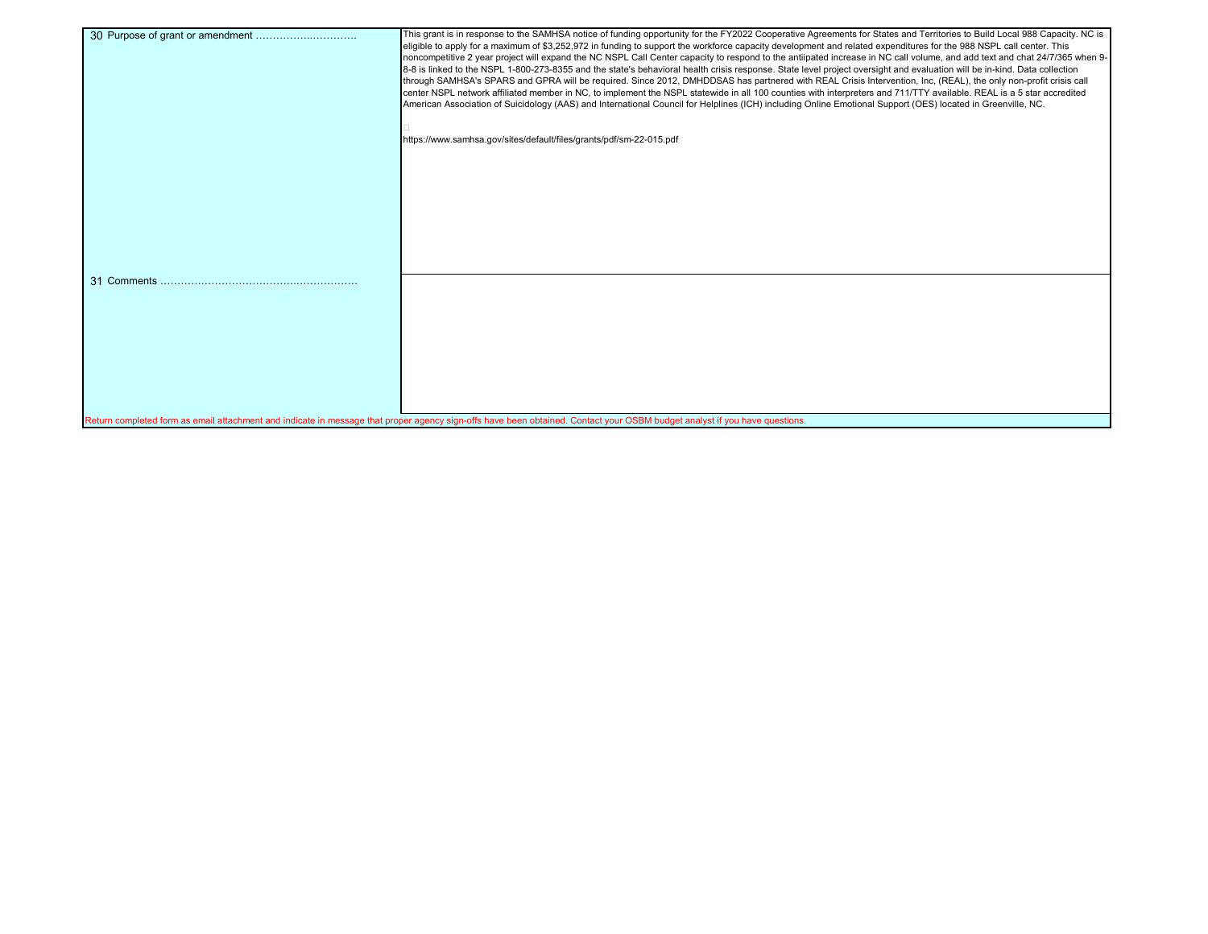| | |
|---|---|
| 30 Purpose of grant or amendment ………….…………. | This grant is in response to the SAMHSA notice of funding opportunity for the FY2022 Cooperative Agreements for States and Territories to Build Local 988 Capacity. NC is eligible to apply for a maximum of $3,252,972 in funding to support the workforce capacity development and related expenditures for the 988 NSPL call center. This noncompetitive 2 year project will expand the NC NSPL Call Center capacity to respond to the antiipated increase in NC call volume, and add text and chat 24/7/365 when 9-8-8 is linked to the NSPL 1-800-273-8355 and the state's behavioral health crisis response. State level project oversight and evaluation will be in-kind. Data collection through SAMHSA's SPARS and GPRA will be required. Since 2012, DMHDDSAS has partnered with REAL Crisis Intervention, Inc, (REAL), the only non-profit crisis call center NSPL network affiliated member in NC, to implement the NSPL statewide in all 100 counties with interpreters and 711/TTY available. REAL is a 5 star accredited American Association of Suicidology (AAS) and International Council for Helplines (ICH) including Online Emotional Support (OES) located in Greenville, NC.<br><br>https://www.samhsa.gov/sites/default/files/grants/pdf/sm-22-015.pdf |
| 31 Comments ……………………………………………… | |

Return completed form as email attachment and indicate in message that proper agency sign-offs have been obtained. Contact your OSBM budget analyst if you have questions.